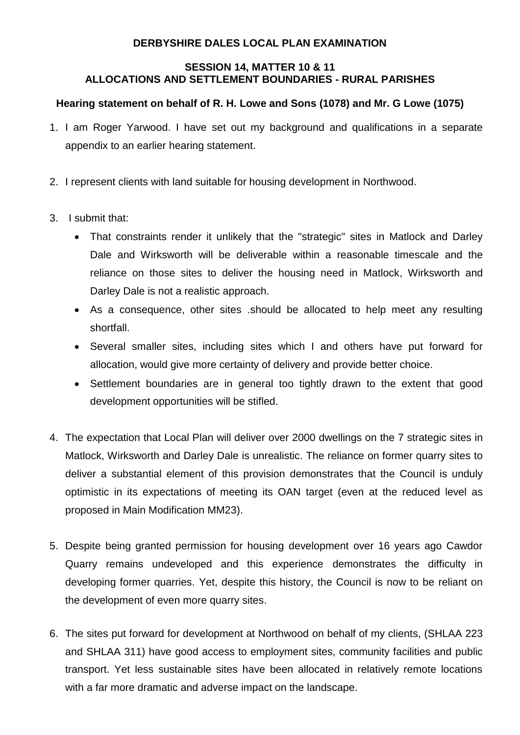**DERBYSHIRE DALES LOCAL PLAN EXAMINATION**

**SESSION 14, MATTER 10 & 11**
**ALLOCATIONS AND SETTLEMENT BOUNDARIES - RURAL PARISHES**

**Hearing statement on behalf of R. H. Lowe and Sons (1078) and Mr. G Lowe (1075)**

1. I am Roger Yarwood. I have set out my background and qualifications in a separate appendix to an earlier hearing statement.

2. I represent clients with land suitable for housing development in Northwood.

3. I submit that:
   - That constraints render it unlikely that the "strategic" sites in Matlock and Darley Dale and Wirksworth will be deliverable within a reasonable timescale and the reliance on those sites to deliver the housing need in Matlock, Wirksworth and Darley Dale is not a realistic approach.
   - As a consequence, other sites .should be allocated to help meet any resulting shortfall.
   - Several smaller sites, including sites which I and others have put forward for allocation, would give more certainty of delivery and provide better choice.
   - Settlement boundaries are in general too tightly drawn to the extent that good development opportunities will be stifled.

4. The expectation that Local Plan will deliver over 2000 dwellings on the 7 strategic sites in Matlock, Wirksworth and Darley Dale is unrealistic. The reliance on former quarry sites to deliver a substantial element of this provision demonstrates that the Council is unduly optimistic in its expectations of meeting its OAN target (even at the reduced level as proposed in Main Modification MM23).

5. Despite being granted permission for housing development over 16 years ago Cawdor Quarry remains undeveloped and this experience demonstrates the difficulty in developing former quarries. Yet, despite this history, the Council is now to be reliant on the development of even more quarry sites.

6. The sites put forward for development at Northwood on behalf of my clients, (SHLAA 223 and SHLAA 311) have good access to employment sites, community facilities and public transport. Yet less sustainable sites have been allocated in relatively remote locations with a far more dramatic and adverse impact on the landscape.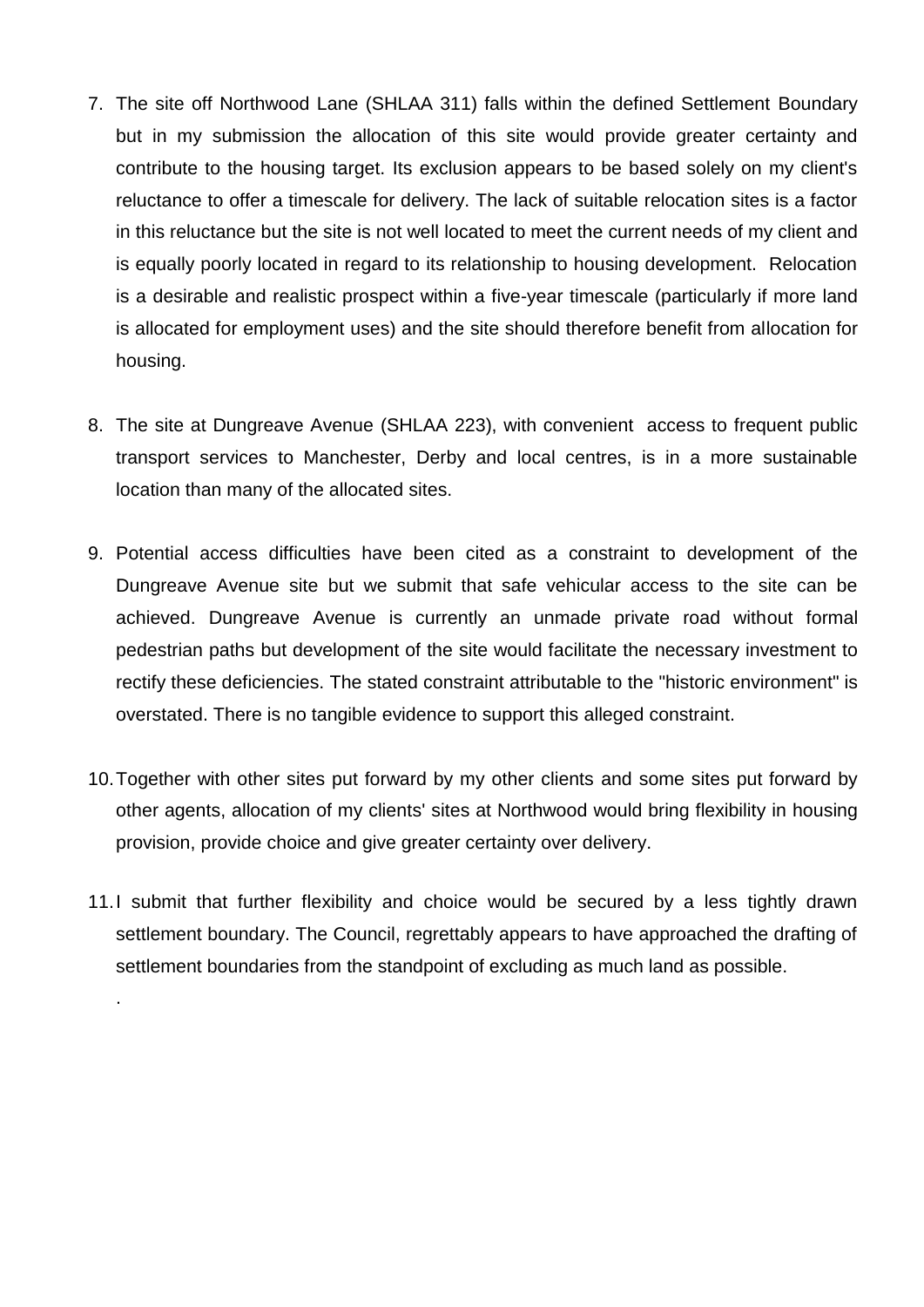7. The site off Northwood Lane (SHLAA 311) falls within the defined Settlement Boundary but in my submission the allocation of this site would provide greater certainty and contribute to the housing target. Its exclusion appears to be based solely on my client's reluctance to offer a timescale for delivery. The lack of suitable relocation sites is a factor in this reluctance but the site is not well located to meet the current needs of my client and is equally poorly located in regard to its relationship to housing development. Relocation is a desirable and realistic prospect within a five-year timescale (particularly if more land is allocated for employment uses) and the site should therefore benefit from allocation for housing.

8. The site at Dungreave Avenue (SHLAA 223), with convenient access to frequent public transport services to Manchester, Derby and local centres, is in a more sustainable location than many of the allocated sites.

9. Potential access difficulties have been cited as a constraint to development of the Dungreave Avenue site but we submit that safe vehicular access to the site can be achieved. Dungreave Avenue is currently an unmade private road without formal pedestrian paths but development of the site would facilitate the necessary investment to rectify these deficiencies. The stated constraint attributable to the "historic environment" is overstated. There is no tangible evidence to support this alleged constraint.

10. Together with other sites put forward by my other clients and some sites put forward by other agents, allocation of my clients' sites at Northwood would bring flexibility in housing provision, provide choice and give greater certainty over delivery.

11. I submit that further flexibility and choice would be secured by a less tightly drawn settlement boundary. The Council, regrettably appears to have approached the drafting of settlement boundaries from the standpoint of excluding as much land as possible.